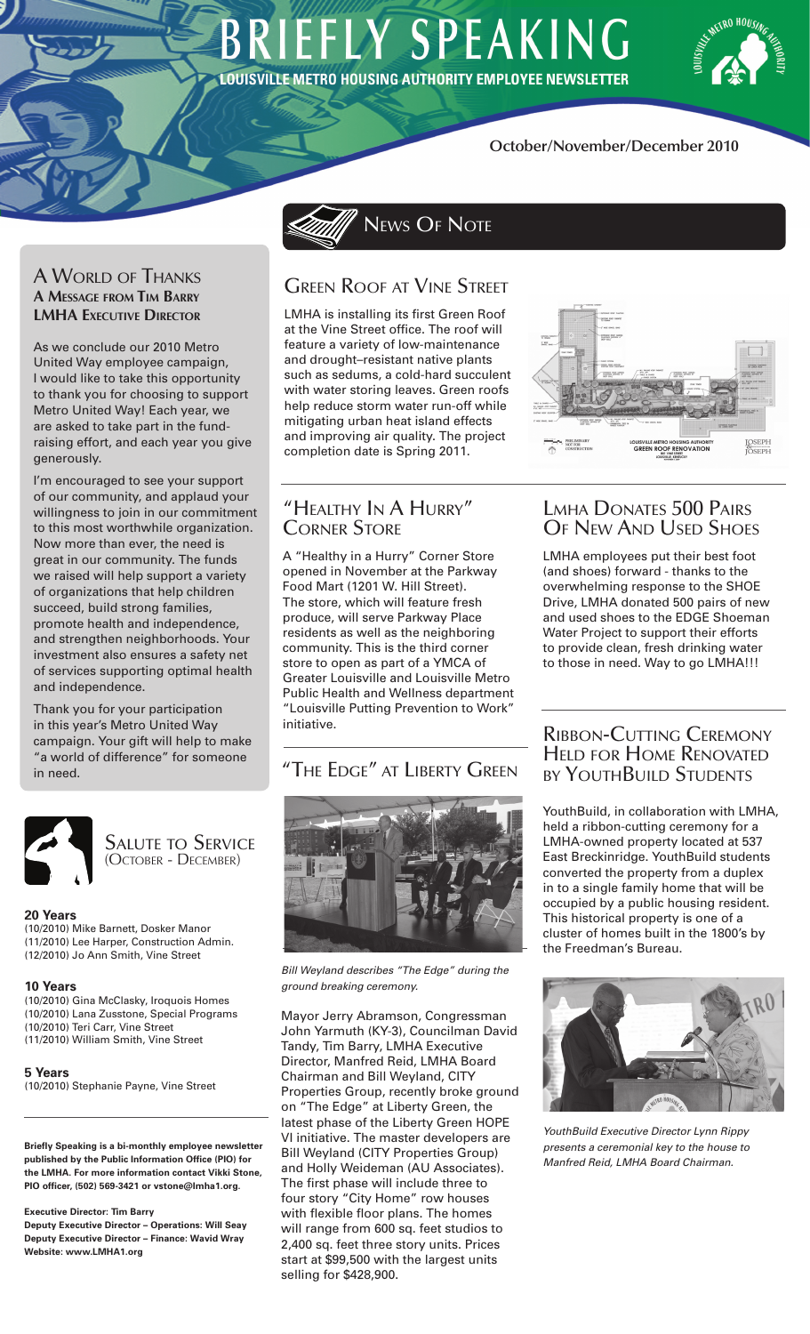# BRIEFLY SPEAKING

**LOUISVILLE METRO HOUSING AUTHORITY EMPLOYEE NEWSLETTER**

**October/November/December 2010**

## A World of Thanks

**A Message from Tim Barry**
**LMHA Executive Director**

As we conclude our 2010 Metro United Way employee campaign, I would like to take this opportunity to thank you for choosing to support Metro United Way! Each year, we are asked to take part in the fund-raising effort, and each year you give generously.

I'm encouraged to see your support of our community, and applaud your willingness to join in our commitment to this most worthwhile organization. Now more than ever, the need is great in our community. The funds we raised will help support a variety of organizations that help children succeed, build strong families, promote health and independence, and strengthen neighborhoods. Your investment also ensures a safety net of services supporting optimal health and independence.

Thank you for your participation in this year's Metro United Way campaign. Your gift will help to make "a world of difference" for someone in need.

## Salute to Service (October - December)

**20 Years**
(10/2010) Mike Barnett, Dosker Manor
(11/2010) Lee Harper, Construction Admin.
(12/2010) Jo Ann Smith, Vine Street

**10 Years**
(10/2010) Gina McClasky, Iroquois Homes
(10/2010) Lana Zusstone, Special Programs
(10/2010) Teri Carr, Vine Street
(11/2010) William Smith, Vine Street

**5 Years**
(10/2010) Stephanie Payne, Vine Street

**Briefly Speaking is a bi-monthly employee newsletter published by the Public Information Office (PIO) for the LMHA. For more information contact Vikki Stone, PIO officer, (502) 569-3421 or vstone@lmha1.org.**

**Executive Director: Tim Barry**
**Deputy Executive Director – Operations: Will Seay**
**Deputy Executive Director – Finance: Wavid Wray**
**Website: www.LMHA1.org**

# News Of Note

## Green Roof at Vine Street

LMHA is installing its first Green Roof at the Vine Street office. The roof will feature a variety of low-maintenance and drought–resistant native plants such as sedums, a cold-hard succulent with water storing leaves. Green roofs help reduce storm water run-off while mitigating urban heat island effects and improving air quality. The project completion date is Spring 2011.

## "Healthy In A Hurry" Corner Store

A "Healthy in a Hurry" Corner Store opened in November at the Parkway Food Mart (1201 W. Hill Street). The store, which will feature fresh produce, will serve Parkway Place residents as well as the neighboring community. This is the third corner store to open as part of a YMCA of Greater Louisville and Louisville Metro Public Health and Wellness department "Louisville Putting Prevention to Work" initiative.

## "The Edge" at Liberty Green

*Bill Weyland describes "The Edge" during the ground breaking ceremony.*

Mayor Jerry Abramson, Congressman John Yarmuth (KY-3), Councilman David Tandy, Tim Barry, LMHA Executive Director, Manfred Reid, LMHA Board Chairman and Bill Weyland, CITY Properties Group, recently broke ground on "The Edge" at Liberty Green, the latest phase of the Liberty Green HOPE VI initiative. The master developers are Bill Weyland (CITY Properties Group) and Holly Weideman (AU Associates). The first phase will include three to four story "City Home" row houses with flexible floor plans. The homes will range from 600 sq. feet studios to 2,400 sq. feet three story units. Prices start at $99,500 with the largest units selling for $428,900.

## LMHA Donates 500 Pairs Of New And Used Shoes

LMHA employees put their best foot (and shoes) forward - thanks to the overwhelming response to the SHOE Drive, LMHA donated 500 pairs of new and used shoes to the EDGE Shoeman Water Project to support their efforts to provide clean, fresh drinking water to those in need. Way to go LMHA!!!

## Ribbon-Cutting Ceremony Held for Home Renovated by YouthBuild Students

YouthBuild, in collaboration with LMHA, held a ribbon-cutting ceremony for a LMHA-owned property located at 537 East Breckinridge. YouthBuild students converted the property from a duplex in to a single family home that will be occupied by a public housing resident. This historical property is one of a cluster of homes built in the 1800's by the Freedman's Bureau.

*YouthBuild Executive Director Lynn Rippy presents a ceremonial key to the house to Manfred Reid, LMHA Board Chairman.*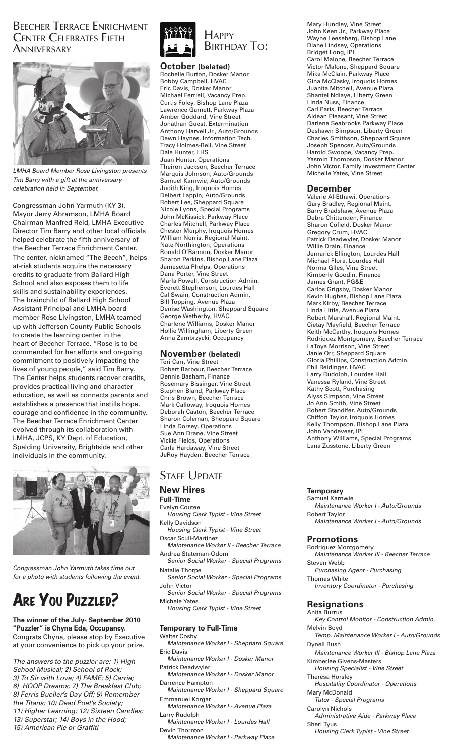## Beecher Terrace Enrichment Center Celebrates Fifth Anniversary

*LMHA Board Member Rose Livingston presents Tim Barry with a gift at the anniversary celebration held in September.*

Congressman John Yarmuth (KY-3), Mayor Jerry Abramson, LMHA Board Chairman Manfred Reid, LMHA Executive Director Tim Barry and other local officials helped celebrate the fifth anniversary of the Beecher Terrace Enrichment Center. The center, nicknamed "The Beech", helps at-risk students acquire the necessary credits to graduate from Ballard High School and also exposes them to life skills and sustainability experiences. The brainchild of Ballard High School Assistant Principal and LMHA board member Rose Livingston, LMHA teamed up with Jefferson County Public Schools to create the learning center in the heart of Beecher Terrace. "Rose is to be commended for her efforts and on-going commitment to positively impacting the lives of young people," said Tim Barry. The Center helps students recover credits, provides practical living and character education, as well as connects parents and establishes a presence that instills hope, courage and confidence in the community. The Beecher Terrace Enrichment Center evolved through its collaboration with LMHA, JCPS, KY Dept. of Education, Spalding University, Brightside and other individuals in the community.

*Congressman John Yarmuth takes time out for a photo with students following the event.*

## Are You Puzzled?

**The winner of the July- September 2010 "Puzzler" is Chyna Eda, Occupancy.** Congrats Chyna, please stop by Executive at your convenience to pick up your prize.

*The answers to the puzzler are: 1) High School Musical; 2) School of Rock; 3) To Sir with Love; 4) FAME; 5) Carrie; 6) HOOP Dreams; 7) The Breakfast Club; 8) Ferris Bueller's Day Off; 9) Remember the Titans; 10) Dead Poet's Society; 11) Higher Learning; 12) Sixteen Candles; 13) Superstar; 14) Boys in the Hood; 15) American Pie or Graffiti*

## Happy Birthday To:

### October (belated)

Rochelle Burton, Dosker Manor
Bobby Campbell, HVAC
Eric Davis, Dosker Manor
Michael Ferriell, Vacancy Prep.
Curtis Foley, Bishop Lane Plaza
Lawrence Garnett, Parkway Plaza
Amber Goddard, Vine Street
Jonathan Guest, Extermination
Anthony Harvell Jr., Auto/Grounds
Dawn Haynes, Information Tech.
Tracy Holmes-Bell, Vine Street
Dale Hunter, LHS
Juan Hunter, Operations
Theiron Jackson, Beecher Terrace
Marquis Johnson, Auto/Grounds
Samuel Karnwie, Auto/Grounds
Judith King, Iroquois Homes
Delbert Lappin, Auto/Grounds
Robert Lee, Sheppard Square
Nicole Lyons, Special Programs
John McKissick, Parkway Place
Charles Mitchell, Parkway Place
Chester Murphy, Iroquois Homes
William Norris, Regional Maint.
Nate Northington, Operations
Ronald O'Bannon, Dosker Manor
Sharon Perkins, Bishop Lane Plaza
Jamesetta Phelps, Operations
Dana Porter, Vine Street
Marla Powell, Construction Admin.
Everett Stephenson, Lourdes Hall
Cal Swain, Construction Admin.
Bill Topping, Avenue Plaza
Denise Washington, Sheppard Square
George Wetherby, HVAC
Charlene Williams, Dosker Manor
Hollie Willingham, Liberty Green
Anna Zambrzycki, Occupancy

### November (belated)

Teri Carr, Vine Street
Robert Barbour, Beecher Terrace
Dennis Basham, Finance
Rosemary Bissinger, Vine Street
Stephen Bland, Parkway Place
Chris Brown, Beecher Terrace
Mark Calloway, Iroquois Homes
Deborah Caston, Beecher Terrace
Sharon Coleman, Sheppard Square
Linda Dorsey, Operations
Sue Ann Drane, Vine Street
Vickie Fields, Operations
Carla Hardaway, Vine Street
JeRoy Hayden, Beecher Terrace
Mary Hundley, Vine Street
John Keen Jr., Parkway Place
Wayne Leeseberg, Bishop Lane
Diane Lindsey, Operations
Bridget Long, IPL
Carol Malone, Beecher Terrace
Victor Malone, Sheppard Square
Mika McClain, Parkway Place
Gina McClasky, Iroquois Homes
Juanita Mitchell, Avenue Plaza
Shantel Ndiaye, Liberty Green
Linda Nuss, Finance
Carl Paris, Beecher Terrace
Aldean Pleasant, Vine Street
Darlene Seabrooks Parkway Place
Deshawn Simpson, Liberty Green
Charles Smithson, Sheppard Square
Joseph Spencer, Auto/Grounds
Harold Swoope, Vacancy Prep.
Yasmin Thompson, Dosker Manor
John Victor, Family Investment Center
Michelle Yates, Vine Street

### December

Valerie Al-Ethawi, Operations
Gary Bradley, Regional Maint.
Barry Bradshaw, Avenue Plaza
Debra Chittenden, Finance
Sharon Cofield, Dosker Manor
Gregory Crum, HVAC
Patrick Deadwyler, Dosker Manor
Willie Drain, Finance
Jernarick Ellington, Lourdes Hall
Michael Flora, Lourdes Hall
Norma Giles, Vine Street
Kimberly Goodin, Finance
James Grant, PG&E
Carlos Grigsby, Dosker Manor
Kevin Hughes, Bishop Lane Plaza
Mark Kirby, Beecher Terrace
Linda Little, Avenue Plaza
Robert Marshall, Regional Maint.
Cietay Mayfield, Beecher Terrace
Keith McCarthy, Iroquois Homes
Rodriquez Montgomery, Beecher Terrace
LaToya Morrison, Vine Street
Janie Orr, Sheppard Square
Gloria Phillips, Construction Admin.
Phil Reidinger, HVAC
Larry Rudolph, Lourdes Hall
Vanessa Ryland, Vine Street
Kathy Scott, Purchasing
Alyss Simpson, Vine Street
Jo Ann Smith, Vine Street
Robert Standifer, Auto/Grounds
Chiffon Taylor, Iroquois Homes
Kelly Thompson, Bishop Lane Plaza
John Vandeveer, IPL
Anthony Williams, Special Programs
Lana Zusstone, Liberty Green

## Staff Update

### New Hires

**Full-Time**

Evelyn Coutee
*Housing Clerk Typist - Vine Street*
Kelly Davidson
*Housing Clerk Typist - Vine Street*
Oscar Scull-Martinez
*Maintenance Worker II - Beecher Terrace*
Andrea Stateman-Odom
*Senior Social Worker - Special Programs*
Natalie Thorpe
*Senior Social Worker - Special Programs*
John Victor
*Senior Social Worker - Special Programs*
Michele Yates
*Housing Clerk Typist - Vine Street*

**Temporary to Full-Time**

Walter Cosby
*Maintenance Worker I - Sheppard Square*
Eric Davis
*Maintenance Worker I - Dosker Manor*
Patrick Deadwyler
*Maintenance Worker I - Dosker Manor*
Darrence Hampton
*Maintenance Worker I - Sheppard Square*
Emmanuel Korgar
*Maintenance Worker I - Avenue Plaza*
Larry Rudolph
*Maintenance Worker I - Lourdes Hall*
Devin Thornton
*Maintenance Worker I - Parkway Place*

**Temporary**

Samuel Karnwie
*Maintenance Worker I - Auto/Grounds*
Robert Taylor
*Maintenance Worker I - Auto/Grounds*

### Promotions

Rodriquez Montgomery
*Maintenance Worker III - Beecher Terrace*
Steven Webb
*Purchasing Agent - Purchasing*
Thomas White
*Inventory Coordinator - Purchasing*

### Resignations

Anita Burrus
*Key Control Monitor - Construction Admin.*
Melvin Boyd
*Temp. Maintenance Worker I - Auto/Grounds*
Dynell Bush
*Maintenance Worker III - Bishop Lane Plaza*
Kimberlee Givens-Masters
*Housing Specialist - Vine Street*
Theresa Horsley
*Hospitality Coordinator - Operations*
Mary McDonald
*Tutor - Special Programs*
Carolyn Nichols
*Administrative Aide - Parkway Place*
Sheri Tyus
*Housing Clerk Typist - Vine Street*